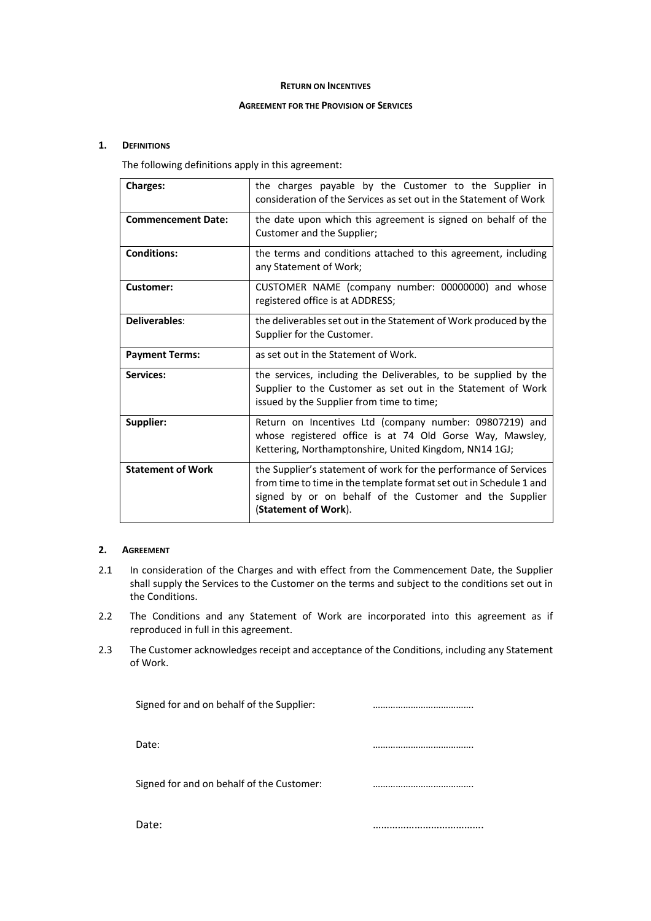**RETURN ON INCENTIVES**

**AGREEMENT FOR THE PROVISION OF SERVICES**

## 1. DEFINITIONS

The following definitions apply in this agreement:

| | |
|---|---|
| **Charges:** | the charges payable by the Customer to the Supplier in consideration of the Services as set out in the Statement of Work |
| **Commencement Date:** | the date upon which this agreement is signed on behalf of the Customer and the Supplier; |
| **Conditions:** | the terms and conditions attached to this agreement, including any Statement of Work; |
| **Customer:** | CUSTOMER NAME (company number: 00000000) and whose registered office is at ADDRESS; |
| **Deliverables**: | the deliverables set out in the Statement of Work produced by the Supplier for the Customer. |
| **Payment Terms:** | as set out in the Statement of Work. |
| **Services:** | the services, including the Deliverables, to be supplied by the Supplier to the Customer as set out in the Statement of Work issued by the Supplier from time to time; |
| **Supplier:** | Return on Incentives Ltd (company number: 09807219) and whose registered office is at 74 Old Gorse Way, Mawsley, Kettering, Northamptonshire, United Kingdom, NN14 1GJ; |
| **Statement of Work** | the Supplier's statement of work for the performance of Services from time to time in the template format set out in Schedule 1 and signed by or on behalf of the Customer and the Supplier (**Statement of Work**). |

## 2. AGREEMENT

2.1 In consideration of the Charges and with effect from the Commencement Date, the Supplier shall supply the Services to the Customer on the terms and subject to the conditions set out in the Conditions.

2.2 The Conditions and any Statement of Work are incorporated into this agreement as if reproduced in full in this agreement.

2.3 The Customer acknowledges receipt and acceptance of the Conditions, including any Statement of Work.

Signed for and on behalf of the Supplier: ………………………………..

Date: ………………………………..

Signed for and on behalf of the Customer: ………………………………..

Date: ………………………………..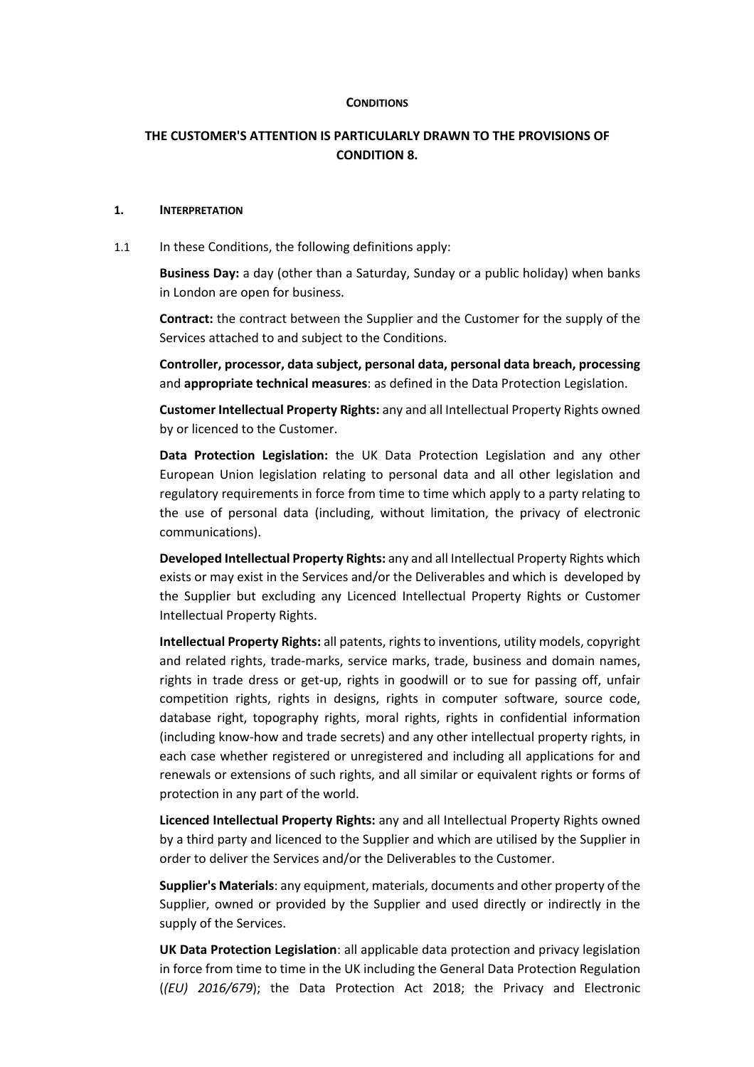**CONDITIONS**

**THE CUSTOMER'S ATTENTION IS PARTICULARLY DRAWN TO THE PROVISIONS OF CONDITION 8.**

**1. INTERPRETATION**

1.1 In these Conditions, the following definitions apply:

**Business Day:** a day (other than a Saturday, Sunday or a public holiday) when banks in London are open for business.

**Contract:** the contract between the Supplier and the Customer for the supply of the Services attached to and subject to the Conditions.

**Controller, processor, data subject, personal data, personal data breach, processing** and **appropriate technical measures**: as defined in the Data Protection Legislation.

**Customer Intellectual Property Rights:** any and all Intellectual Property Rights owned by or licenced to the Customer.

**Data Protection Legislation:** the UK Data Protection Legislation and any other European Union legislation relating to personal data and all other legislation and regulatory requirements in force from time to time which apply to a party relating to the use of personal data (including, without limitation, the privacy of electronic communications).

**Developed Intellectual Property Rights:** any and all Intellectual Property Rights which exists or may exist in the Services and/or the Deliverables and which is developed by the Supplier but excluding any Licenced Intellectual Property Rights or Customer Intellectual Property Rights.

**Intellectual Property Rights:** all patents, rights to inventions, utility models, copyright and related rights, trade-marks, service marks, trade, business and domain names, rights in trade dress or get-up, rights in goodwill or to sue for passing off, unfair competition rights, rights in designs, rights in computer software, source code, database right, topography rights, moral rights, rights in confidential information (including know-how and trade secrets) and any other intellectual property rights, in each case whether registered or unregistered and including all applications for and renewals or extensions of such rights, and all similar or equivalent rights or forms of protection in any part of the world.

**Licenced Intellectual Property Rights:** any and all Intellectual Property Rights owned by a third party and licenced to the Supplier and which are utilised by the Supplier in order to deliver the Services and/or the Deliverables to the Customer.

**Supplier's Materials**: any equipment, materials, documents and other property of the Supplier, owned or provided by the Supplier and used directly or indirectly in the supply of the Services.

**UK Data Protection Legislation**: all applicable data protection and privacy legislation in force from time to time in the UK including the General Data Protection Regulation (*(EU) 2016/679*); the Data Protection Act 2018; the Privacy and Electronic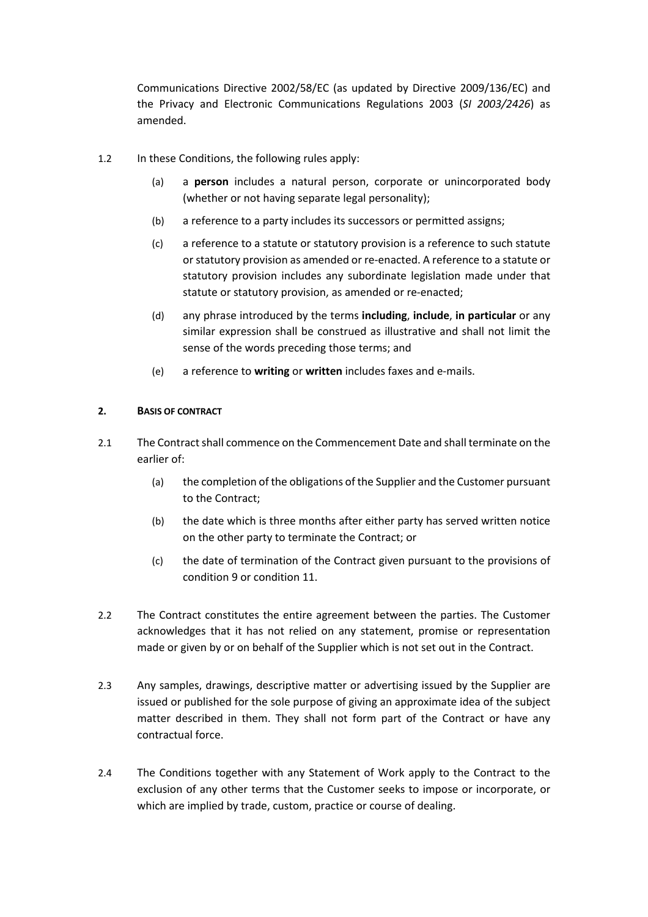Communications Directive 2002/58/EC (as updated by Directive 2009/136/EC) and the Privacy and Electronic Communications Regulations 2003 (*SI 2003/2426*) as amended.

1.2 In these Conditions, the following rules apply:

(a) a **person** includes a natural person, corporate or unincorporated body (whether or not having separate legal personality);

(b) a reference to a party includes its successors or permitted assigns;

(c) a reference to a statute or statutory provision is a reference to such statute or statutory provision as amended or re-enacted. A reference to a statute or statutory provision includes any subordinate legislation made under that statute or statutory provision, as amended or re-enacted;

(d) any phrase introduced by the terms **including**, **include**, **in particular** or any similar expression shall be construed as illustrative and shall not limit the sense of the words preceding those terms; and

(e) a reference to **writing** or **written** includes faxes and e-mails.

## 2. BASIS OF CONTRACT

2.1 The Contract shall commence on the Commencement Date and shall terminate on the earlier of:

(a) the completion of the obligations of the Supplier and the Customer pursuant to the Contract;

(b) the date which is three months after either party has served written notice on the other party to terminate the Contract; or

(c) the date of termination of the Contract given pursuant to the provisions of condition 9 or condition 11.

2.2 The Contract constitutes the entire agreement between the parties. The Customer acknowledges that it has not relied on any statement, promise or representation made or given by or on behalf of the Supplier which is not set out in the Contract.

2.3 Any samples, drawings, descriptive matter or advertising issued by the Supplier are issued or published for the sole purpose of giving an approximate idea of the subject matter described in them. They shall not form part of the Contract or have any contractual force.

2.4 The Conditions together with any Statement of Work apply to the Contract to the exclusion of any other terms that the Customer seeks to impose or incorporate, or which are implied by trade, custom, practice or course of dealing.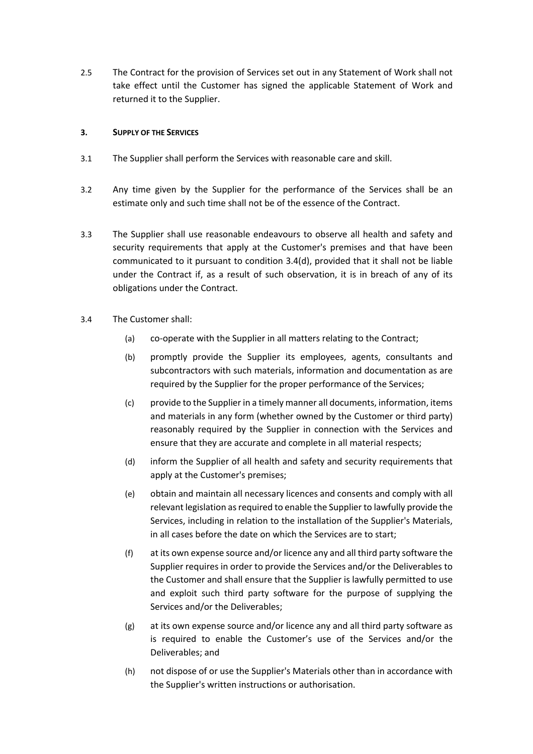2.5 The Contract for the provision of Services set out in any Statement of Work shall not take effect until the Customer has signed the applicable Statement of Work and returned it to the Supplier.

## 3. SUPPLY OF THE SERVICES

3.1 The Supplier shall perform the Services with reasonable care and skill.

3.2 Any time given by the Supplier for the performance of the Services shall be an estimate only and such time shall not be of the essence of the Contract.

3.3 The Supplier shall use reasonable endeavours to observe all health and safety and security requirements that apply at the Customer's premises and that have been communicated to it pursuant to condition 3.4(d), provided that it shall not be liable under the Contract if, as a result of such observation, it is in breach of any of its obligations under the Contract.

3.4 The Customer shall:

(a) co-operate with the Supplier in all matters relating to the Contract;

(b) promptly provide the Supplier its employees, agents, consultants and subcontractors with such materials, information and documentation as are required by the Supplier for the proper performance of the Services;

(c) provide to the Supplier in a timely manner all documents, information, items and materials in any form (whether owned by the Customer or third party) reasonably required by the Supplier in connection with the Services and ensure that they are accurate and complete in all material respects;

(d) inform the Supplier of all health and safety and security requirements that apply at the Customer's premises;

(e) obtain and maintain all necessary licences and consents and comply with all relevant legislation as required to enable the Supplier to lawfully provide the Services, including in relation to the installation of the Supplier's Materials, in all cases before the date on which the Services are to start;

(f) at its own expense source and/or licence any and all third party software the Supplier requires in order to provide the Services and/or the Deliverables to the Customer and shall ensure that the Supplier is lawfully permitted to use and exploit such third party software for the purpose of supplying the Services and/or the Deliverables;

(g) at its own expense source and/or licence any and all third party software as is required to enable the Customer's use of the Services and/or the Deliverables; and

(h) not dispose of or use the Supplier's Materials other than in accordance with the Supplier's written instructions or authorisation.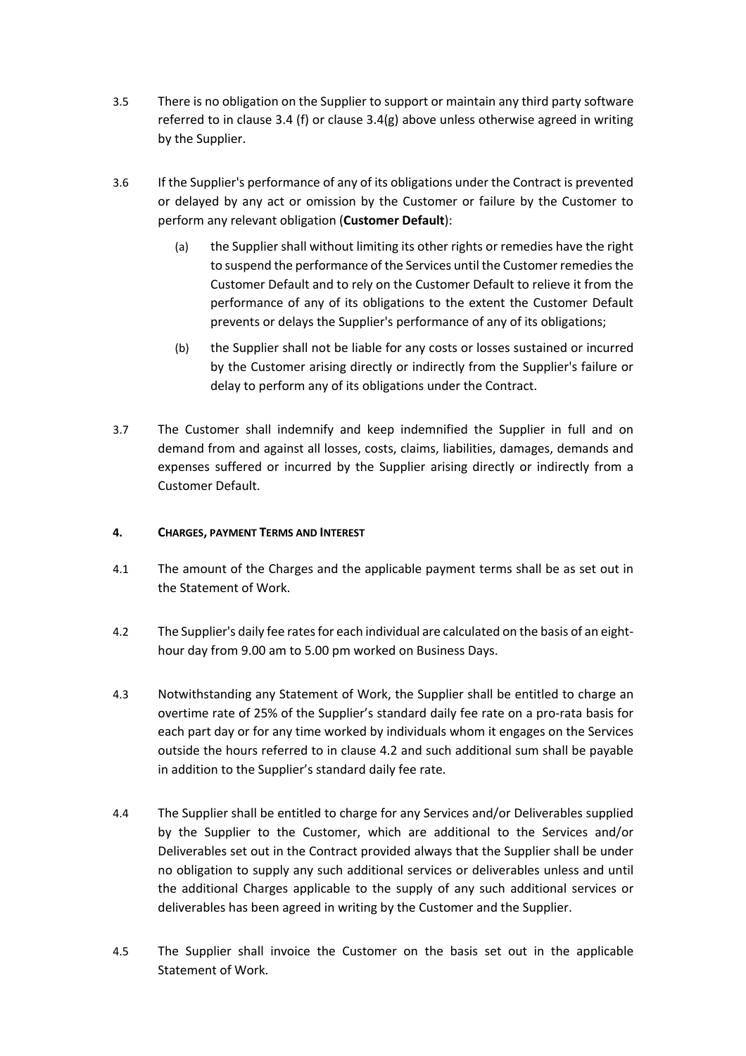3.5 There is no obligation on the Supplier to support or maintain any third party software referred to in clause 3.4 (f) or clause 3.4(g) above unless otherwise agreed in writing by the Supplier.

3.6 If the Supplier's performance of any of its obligations under the Contract is prevented or delayed by any act or omission by the Customer or failure by the Customer to perform any relevant obligation (**Customer Default**):

(a) the Supplier shall without limiting its other rights or remedies have the right to suspend the performance of the Services until the Customer remedies the Customer Default and to rely on the Customer Default to relieve it from the performance of any of its obligations to the extent the Customer Default prevents or delays the Supplier's performance of any of its obligations;

(b) the Supplier shall not be liable for any costs or losses sustained or incurred by the Customer arising directly or indirectly from the Supplier's failure or delay to perform any of its obligations under the Contract.

3.7 The Customer shall indemnify and keep indemnified the Supplier in full and on demand from and against all losses, costs, claims, liabilities, damages, demands and expenses suffered or incurred by the Supplier arising directly or indirectly from a Customer Default.

#### 4. CHARGES, PAYMENT TERMS AND INTEREST

4.1 The amount of the Charges and the applicable payment terms shall be as set out in the Statement of Work.

4.2 The Supplier's daily fee rates for each individual are calculated on the basis of an eight-hour day from 9.00 am to 5.00 pm worked on Business Days.

4.3 Notwithstanding any Statement of Work, the Supplier shall be entitled to charge an overtime rate of 25% of the Supplier's standard daily fee rate on a pro-rata basis for each part day or for any time worked by individuals whom it engages on the Services outside the hours referred to in clause 4.2 and such additional sum shall be payable in addition to the Supplier's standard daily fee rate.

4.4 The Supplier shall be entitled to charge for any Services and/or Deliverables supplied by the Supplier to the Customer, which are additional to the Services and/or Deliverables set out in the Contract provided always that the Supplier shall be under no obligation to supply any such additional services or deliverables unless and until the additional Charges applicable to the supply of any such additional services or deliverables has been agreed in writing by the Customer and the Supplier.

4.5 The Supplier shall invoice the Customer on the basis set out in the applicable Statement of Work.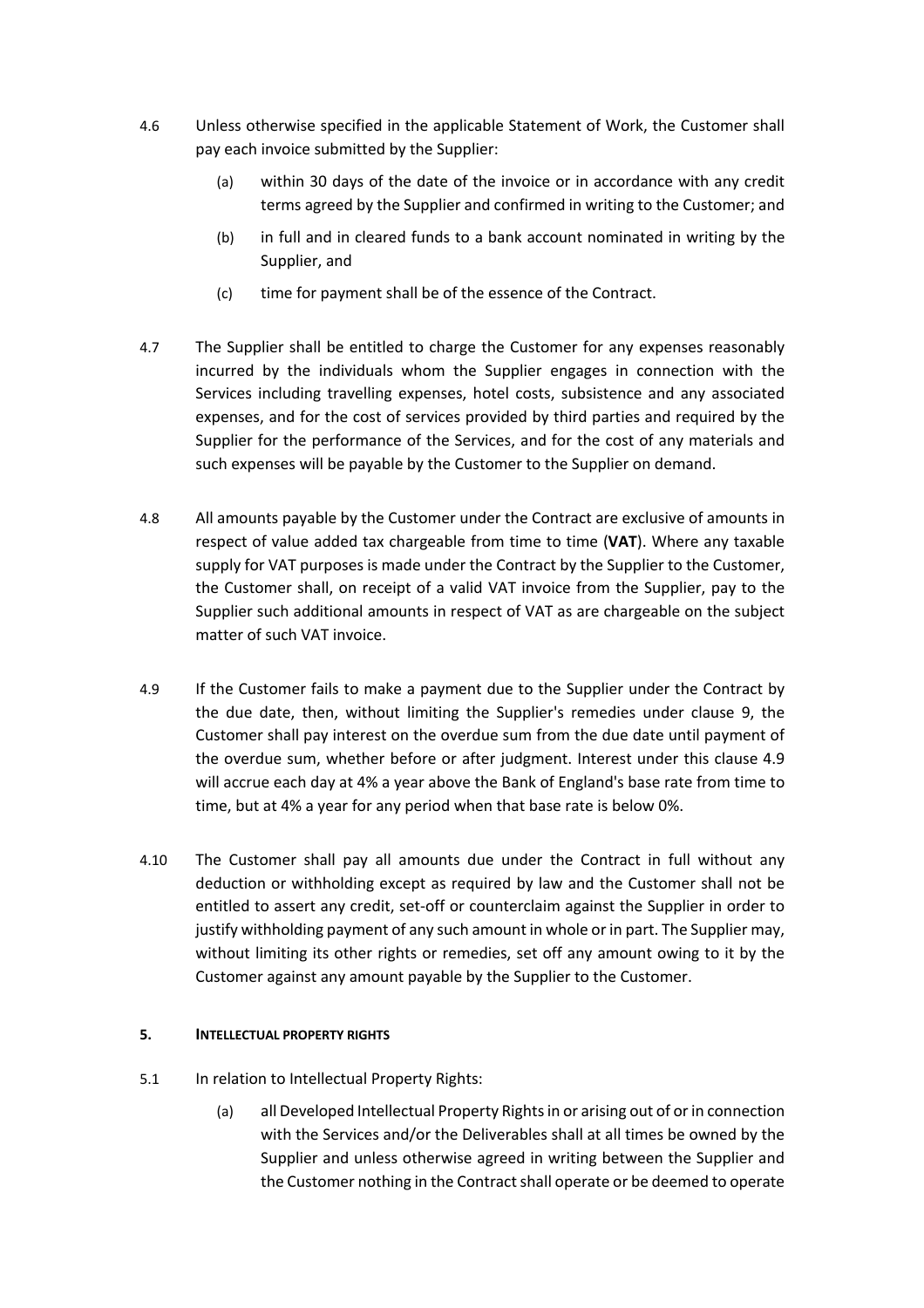4.6 Unless otherwise specified in the applicable Statement of Work, the Customer shall pay each invoice submitted by the Supplier:

   (a) within 30 days of the date of the invoice or in accordance with any credit terms agreed by the Supplier and confirmed in writing to the Customer; and

   (b) in full and in cleared funds to a bank account nominated in writing by the Supplier, and

   (c) time for payment shall be of the essence of the Contract.

4.7 The Supplier shall be entitled to charge the Customer for any expenses reasonably incurred by the individuals whom the Supplier engages in connection with the Services including travelling expenses, hotel costs, subsistence and any associated expenses, and for the cost of services provided by third parties and required by the Supplier for the performance of the Services, and for the cost of any materials and such expenses will be payable by the Customer to the Supplier on demand.

4.8 All amounts payable by the Customer under the Contract are exclusive of amounts in respect of value added tax chargeable from time to time (**VAT**). Where any taxable supply for VAT purposes is made under the Contract by the Supplier to the Customer, the Customer shall, on receipt of a valid VAT invoice from the Supplier, pay to the Supplier such additional amounts in respect of VAT as are chargeable on the subject matter of such VAT invoice.

4.9 If the Customer fails to make a payment due to the Supplier under the Contract by the due date, then, without limiting the Supplier's remedies under clause 9, the Customer shall pay interest on the overdue sum from the due date until payment of the overdue sum, whether before or after judgment. Interest under this clause 4.9 will accrue each day at 4% a year above the Bank of England's base rate from time to time, but at 4% a year for any period when that base rate is below 0%.

4.10 The Customer shall pay all amounts due under the Contract in full without any deduction or withholding except as required by law and the Customer shall not be entitled to assert any credit, set-off or counterclaim against the Supplier in order to justify withholding payment of any such amount in whole or in part. The Supplier may, without limiting its other rights or remedies, set off any amount owing to it by the Customer against any amount payable by the Supplier to the Customer.

## 5. INTELLECTUAL PROPERTY RIGHTS

5.1 In relation to Intellectual Property Rights:

   (a) all Developed Intellectual Property Rights in or arising out of or in connection with the Services and/or the Deliverables shall at all times be owned by the Supplier and unless otherwise agreed in writing between the Supplier and the Customer nothing in the Contract shall operate or be deemed to operate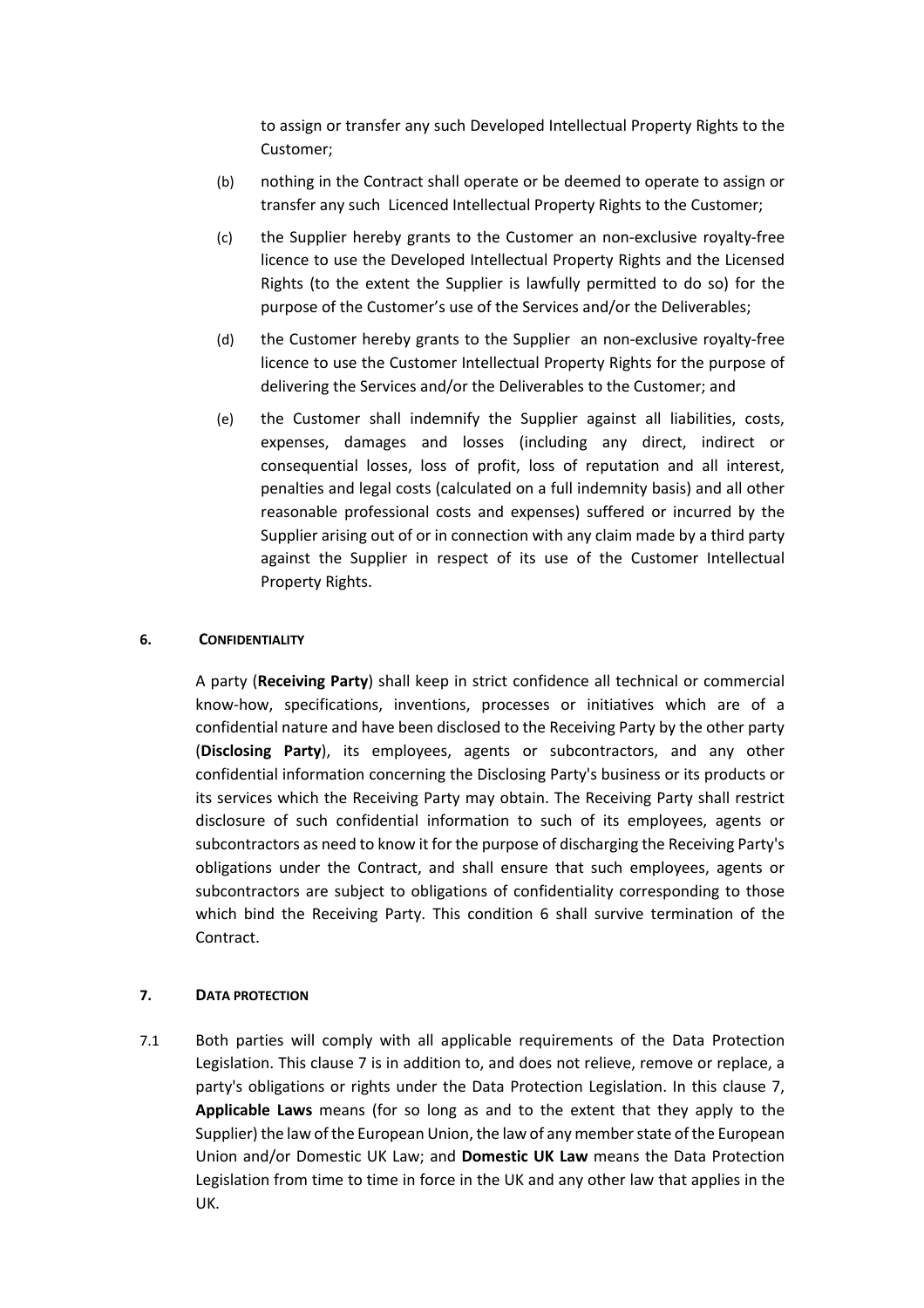to assign or transfer any such Developed Intellectual Property Rights to the Customer;

(b) nothing in the Contract shall operate or be deemed to operate to assign or transfer any such Licenced Intellectual Property Rights to the Customer;

(c) the Supplier hereby grants to the Customer an non-exclusive royalty-free licence to use the Developed Intellectual Property Rights and the Licensed Rights (to the extent the Supplier is lawfully permitted to do so) for the purpose of the Customer's use of the Services and/or the Deliverables;

(d) the Customer hereby grants to the Supplier an non-exclusive royalty-free licence to use the Customer Intellectual Property Rights for the purpose of delivering the Services and/or the Deliverables to the Customer; and

(e) the Customer shall indemnify the Supplier against all liabilities, costs, expenses, damages and losses (including any direct, indirect or consequential losses, loss of profit, loss of reputation and all interest, penalties and legal costs (calculated on a full indemnity basis) and all other reasonable professional costs and expenses) suffered or incurred by the Supplier arising out of or in connection with any claim made by a third party against the Supplier in respect of its use of the Customer Intellectual Property Rights.

## 6. CONFIDENTIALITY

A party (**Receiving Party**) shall keep in strict confidence all technical or commercial know-how, specifications, inventions, processes or initiatives which are of a confidential nature and have been disclosed to the Receiving Party by the other party (**Disclosing Party**), its employees, agents or subcontractors, and any other confidential information concerning the Disclosing Party's business or its products or its services which the Receiving Party may obtain. The Receiving Party shall restrict disclosure of such confidential information to such of its employees, agents or subcontractors as need to know it for the purpose of discharging the Receiving Party's obligations under the Contract, and shall ensure that such employees, agents or subcontractors are subject to obligations of confidentiality corresponding to those which bind the Receiving Party. This condition 6 shall survive termination of the Contract.

## 7. DATA PROTECTION

7.1 Both parties will comply with all applicable requirements of the Data Protection Legislation. This clause 7 is in addition to, and does not relieve, remove or replace, a party's obligations or rights under the Data Protection Legislation. In this clause 7, **Applicable Laws** means (for so long as and to the extent that they apply to the Supplier) the law of the European Union, the law of any member state of the European Union and/or Domestic UK Law; and **Domestic UK Law** means the Data Protection Legislation from time to time in force in the UK and any other law that applies in the UK.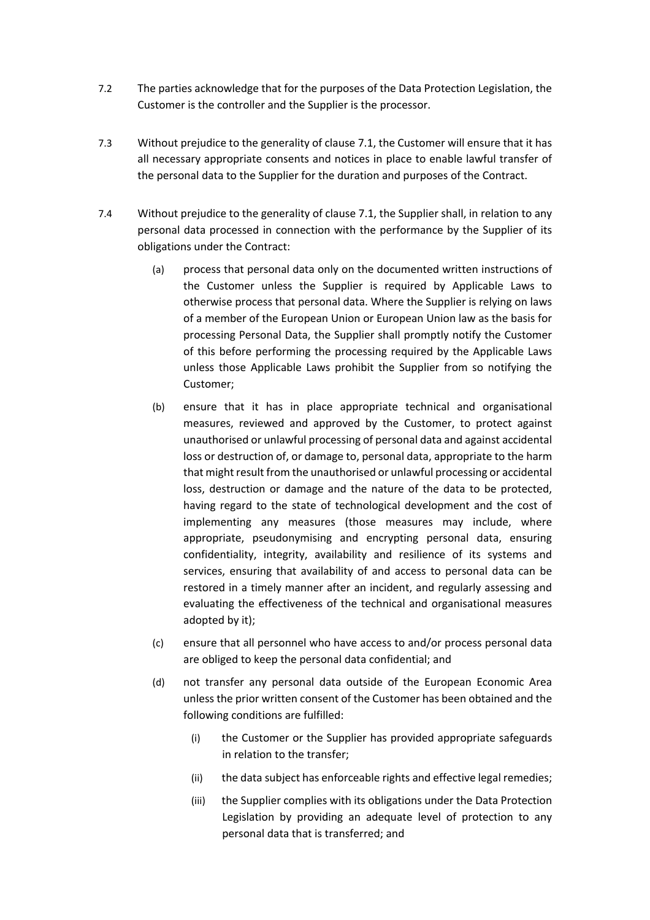7.2 The parties acknowledge that for the purposes of the Data Protection Legislation, the Customer is the controller and the Supplier is the processor.

7.3 Without prejudice to the generality of clause 7.1, the Customer will ensure that it has all necessary appropriate consents and notices in place to enable lawful transfer of the personal data to the Supplier for the duration and purposes of the Contract.

7.4 Without prejudice to the generality of clause 7.1, the Supplier shall, in relation to any personal data processed in connection with the performance by the Supplier of its obligations under the Contract:

   (a) process that personal data only on the documented written instructions of the Customer unless the Supplier is required by Applicable Laws to otherwise process that personal data. Where the Supplier is relying on laws of a member of the European Union or European Union law as the basis for processing Personal Data, the Supplier shall promptly notify the Customer of this before performing the processing required by the Applicable Laws unless those Applicable Laws prohibit the Supplier from so notifying the Customer;

   (b) ensure that it has in place appropriate technical and organisational measures, reviewed and approved by the Customer, to protect against unauthorised or unlawful processing of personal data and against accidental loss or destruction of, or damage to, personal data, appropriate to the harm that might result from the unauthorised or unlawful processing or accidental loss, destruction or damage and the nature of the data to be protected, having regard to the state of technological development and the cost of implementing any measures (those measures may include, where appropriate, pseudonymising and encrypting personal data, ensuring confidentiality, integrity, availability and resilience of its systems and services, ensuring that availability of and access to personal data can be restored in a timely manner after an incident, and regularly assessing and evaluating the effectiveness of the technical and organisational measures adopted by it);

   (c) ensure that all personnel who have access to and/or process personal data are obliged to keep the personal data confidential; and

   (d) not transfer any personal data outside of the European Economic Area unless the prior written consent of the Customer has been obtained and the following conditions are fulfilled:

      (i) the Customer or the Supplier has provided appropriate safeguards in relation to the transfer;

      (ii) the data subject has enforceable rights and effective legal remedies;

      (iii) the Supplier complies with its obligations under the Data Protection Legislation by providing an adequate level of protection to any personal data that is transferred; and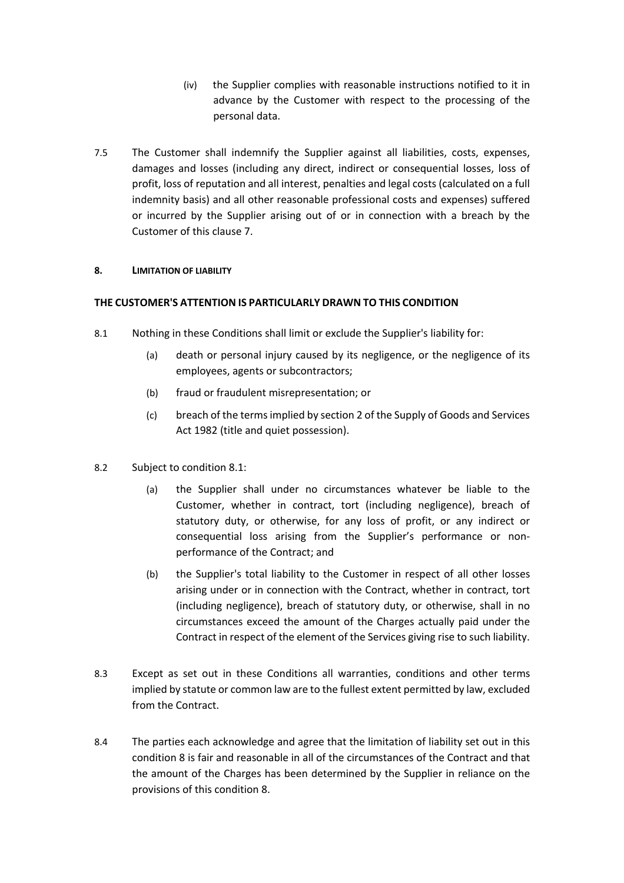(iv) the Supplier complies with reasonable instructions notified to it in advance by the Customer with respect to the processing of the personal data.

7.5 The Customer shall indemnify the Supplier against all liabilities, costs, expenses, damages and losses (including any direct, indirect or consequential losses, loss of profit, loss of reputation and all interest, penalties and legal costs (calculated on a full indemnity basis) and all other reasonable professional costs and expenses) suffered or incurred by the Supplier arising out of or in connection with a breach by the Customer of this clause 7.

## 8. LIMITATION OF LIABILITY

**THE CUSTOMER'S ATTENTION IS PARTICULARLY DRAWN TO THIS CONDITION**

8.1 Nothing in these Conditions shall limit or exclude the Supplier's liability for:

(a) death or personal injury caused by its negligence, or the negligence of its employees, agents or subcontractors;

(b) fraud or fraudulent misrepresentation; or

(c) breach of the terms implied by section 2 of the Supply of Goods and Services Act 1982 (title and quiet possession).

8.2 Subject to condition 8.1:

(a) the Supplier shall under no circumstances whatever be liable to the Customer, whether in contract, tort (including negligence), breach of statutory duty, or otherwise, for any loss of profit, or any indirect or consequential loss arising from the Supplier's performance or non-performance of the Contract; and

(b) the Supplier's total liability to the Customer in respect of all other losses arising under or in connection with the Contract, whether in contract, tort (including negligence), breach of statutory duty, or otherwise, shall in no circumstances exceed the amount of the Charges actually paid under the Contract in respect of the element of the Services giving rise to such liability.

8.3 Except as set out in these Conditions all warranties, conditions and other terms implied by statute or common law are to the fullest extent permitted by law, excluded from the Contract.

8.4 The parties each acknowledge and agree that the limitation of liability set out in this condition 8 is fair and reasonable in all of the circumstances of the Contract and that the amount of the Charges has been determined by the Supplier in reliance on the provisions of this condition 8.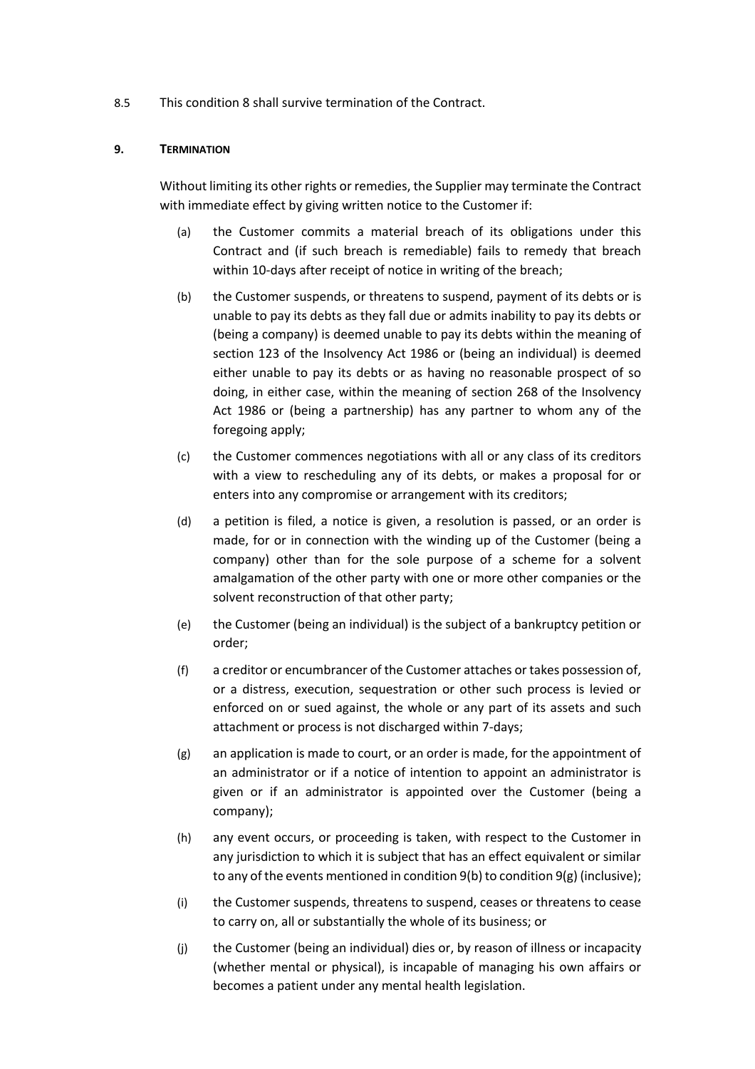8.5 This condition 8 shall survive termination of the Contract.

## 9. TERMINATION

Without limiting its other rights or remedies, the Supplier may terminate the Contract with immediate effect by giving written notice to the Customer if:

(a) the Customer commits a material breach of its obligations under this Contract and (if such breach is remediable) fails to remedy that breach within 10-days after receipt of notice in writing of the breach;

(b) the Customer suspends, or threatens to suspend, payment of its debts or is unable to pay its debts as they fall due or admits inability to pay its debts or (being a company) is deemed unable to pay its debts within the meaning of section 123 of the Insolvency Act 1986 or (being an individual) is deemed either unable to pay its debts or as having no reasonable prospect of so doing, in either case, within the meaning of section 268 of the Insolvency Act 1986 or (being a partnership) has any partner to whom any of the foregoing apply;

(c) the Customer commences negotiations with all or any class of its creditors with a view to rescheduling any of its debts, or makes a proposal for or enters into any compromise or arrangement with its creditors;

(d) a petition is filed, a notice is given, a resolution is passed, or an order is made, for or in connection with the winding up of the Customer (being a company) other than for the sole purpose of a scheme for a solvent amalgamation of the other party with one or more other companies or the solvent reconstruction of that other party;

(e) the Customer (being an individual) is the subject of a bankruptcy petition or order;

(f) a creditor or encumbrancer of the Customer attaches or takes possession of, or a distress, execution, sequestration or other such process is levied or enforced on or sued against, the whole or any part of its assets and such attachment or process is not discharged within 7-days;

(g) an application is made to court, or an order is made, for the appointment of an administrator or if a notice of intention to appoint an administrator is given or if an administrator is appointed over the Customer (being a company);

(h) any event occurs, or proceeding is taken, with respect to the Customer in any jurisdiction to which it is subject that has an effect equivalent or similar to any of the events mentioned in condition 9(b) to condition 9(g) (inclusive);

(i) the Customer suspends, threatens to suspend, ceases or threatens to cease to carry on, all or substantially the whole of its business; or

(j) the Customer (being an individual) dies or, by reason of illness or incapacity (whether mental or physical), is incapable of managing his own affairs or becomes a patient under any mental health legislation.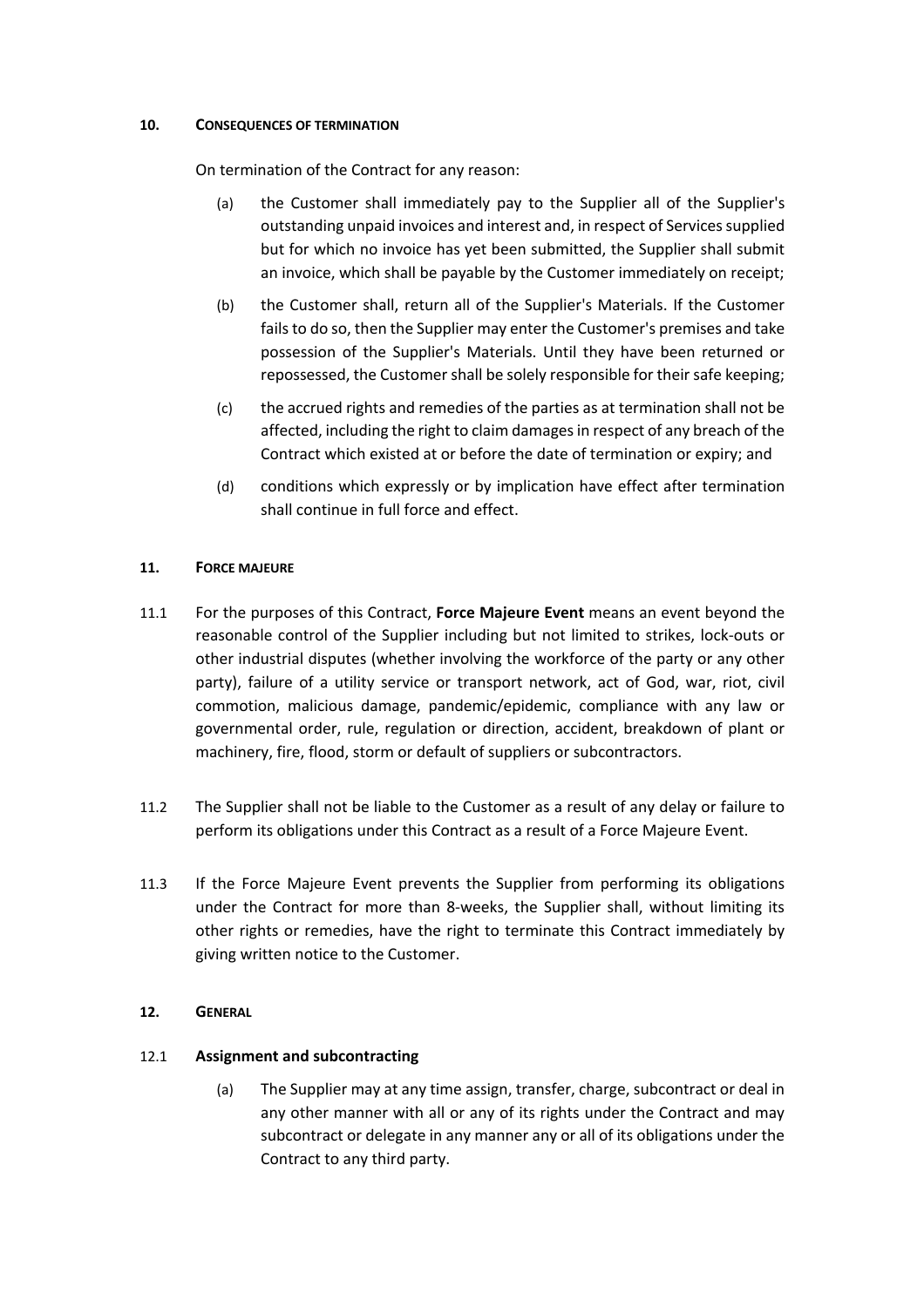## 10. CONSEQUENCES OF TERMINATION

On termination of the Contract for any reason:

(a) the Customer shall immediately pay to the Supplier all of the Supplier's outstanding unpaid invoices and interest and, in respect of Services supplied but for which no invoice has yet been submitted, the Supplier shall submit an invoice, which shall be payable by the Customer immediately on receipt;

(b) the Customer shall, return all of the Supplier's Materials. If the Customer fails to do so, then the Supplier may enter the Customer's premises and take possession of the Supplier's Materials. Until they have been returned or repossessed, the Customer shall be solely responsible for their safe keeping;

(c) the accrued rights and remedies of the parties as at termination shall not be affected, including the right to claim damages in respect of any breach of the Contract which existed at or before the date of termination or expiry; and

(d) conditions which expressly or by implication have effect after termination shall continue in full force and effect.

## 11. FORCE MAJEURE

11.1 For the purposes of this Contract, **Force Majeure Event** means an event beyond the reasonable control of the Supplier including but not limited to strikes, lock-outs or other industrial disputes (whether involving the workforce of the party or any other party), failure of a utility service or transport network, act of God, war, riot, civil commotion, malicious damage, pandemic/epidemic, compliance with any law or governmental order, rule, regulation or direction, accident, breakdown of plant or machinery, fire, flood, storm or default of suppliers or subcontractors.

11.2 The Supplier shall not be liable to the Customer as a result of any delay or failure to perform its obligations under this Contract as a result of a Force Majeure Event.

11.3 If the Force Majeure Event prevents the Supplier from performing its obligations under the Contract for more than 8-weeks, the Supplier shall, without limiting its other rights or remedies, have the right to terminate this Contract immediately by giving written notice to the Customer.

## 12. GENERAL

### 12.1 Assignment and subcontracting

(a) The Supplier may at any time assign, transfer, charge, subcontract or deal in any other manner with all or any of its rights under the Contract and may subcontract or delegate in any manner any or all of its obligations under the Contract to any third party.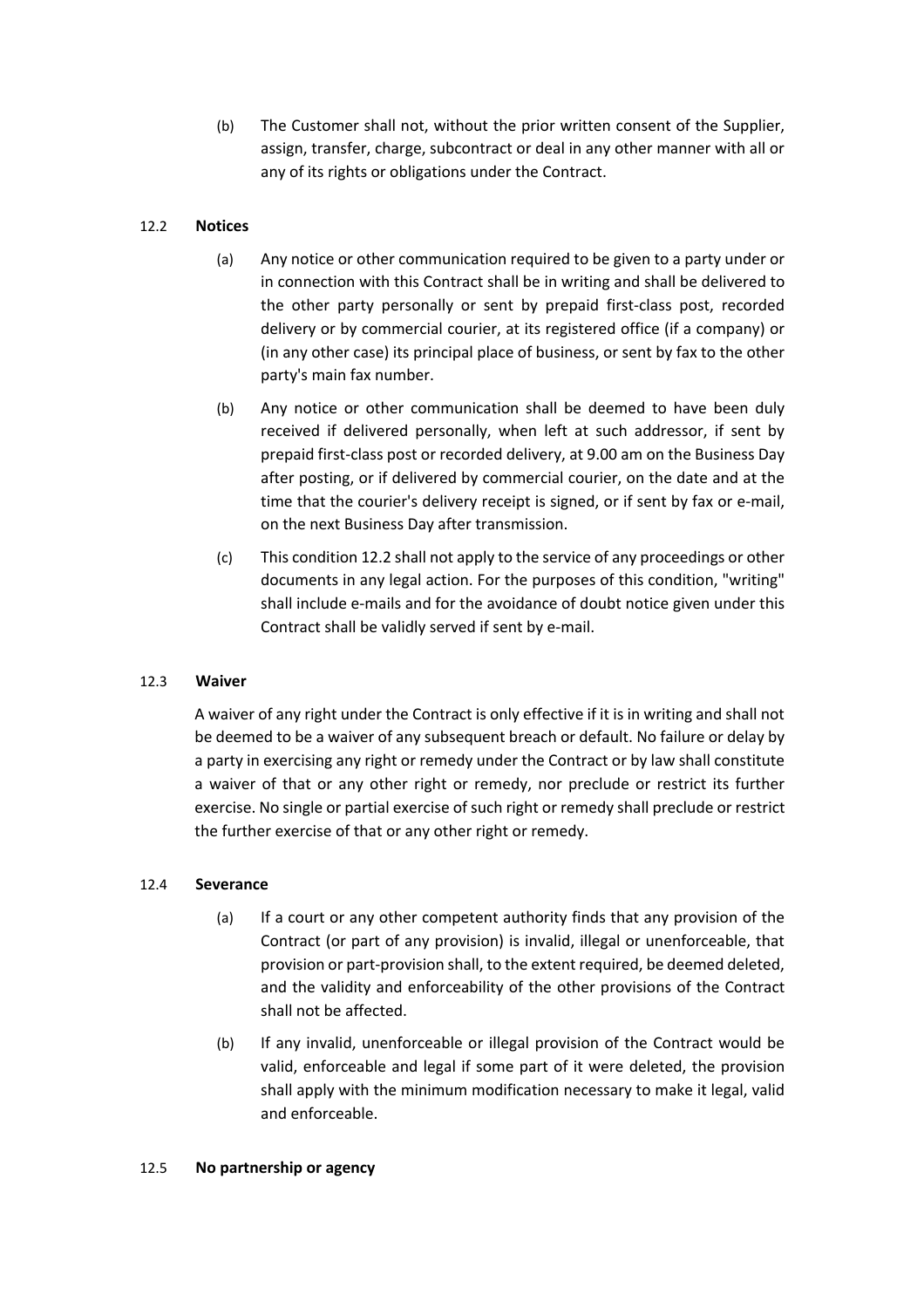(b) The Customer shall not, without the prior written consent of the Supplier, assign, transfer, charge, subcontract or deal in any other manner with all or any of its rights or obligations under the Contract.

12.2 **Notices**

(a) Any notice or other communication required to be given to a party under or in connection with this Contract shall be in writing and shall be delivered to the other party personally or sent by prepaid first-class post, recorded delivery or by commercial courier, at its registered office (if a company) or (in any other case) its principal place of business, or sent by fax to the other party's main fax number.

(b) Any notice or other communication shall be deemed to have been duly received if delivered personally, when left at such addressor, if sent by prepaid first-class post or recorded delivery, at 9.00 am on the Business Day after posting, or if delivered by commercial courier, on the date and at the time that the courier's delivery receipt is signed, or if sent by fax or e-mail, on the next Business Day after transmission.

(c) This condition 12.2 shall not apply to the service of any proceedings or other documents in any legal action. For the purposes of this condition, "writing" shall include e-mails and for the avoidance of doubt notice given under this Contract shall be validly served if sent by e-mail.

12.3 **Waiver**

A waiver of any right under the Contract is only effective if it is in writing and shall not be deemed to be a waiver of any subsequent breach or default. No failure or delay by a party in exercising any right or remedy under the Contract or by law shall constitute a waiver of that or any other right or remedy, nor preclude or restrict its further exercise. No single or partial exercise of such right or remedy shall preclude or restrict the further exercise of that or any other right or remedy.

12.4 **Severance**

(a) If a court or any other competent authority finds that any provision of the Contract (or part of any provision) is invalid, illegal or unenforceable, that provision or part-provision shall, to the extent required, be deemed deleted, and the validity and enforceability of the other provisions of the Contract shall not be affected.

(b) If any invalid, unenforceable or illegal provision of the Contract would be valid, enforceable and legal if some part of it were deleted, the provision shall apply with the minimum modification necessary to make it legal, valid and enforceable.

12.5 **No partnership or agency**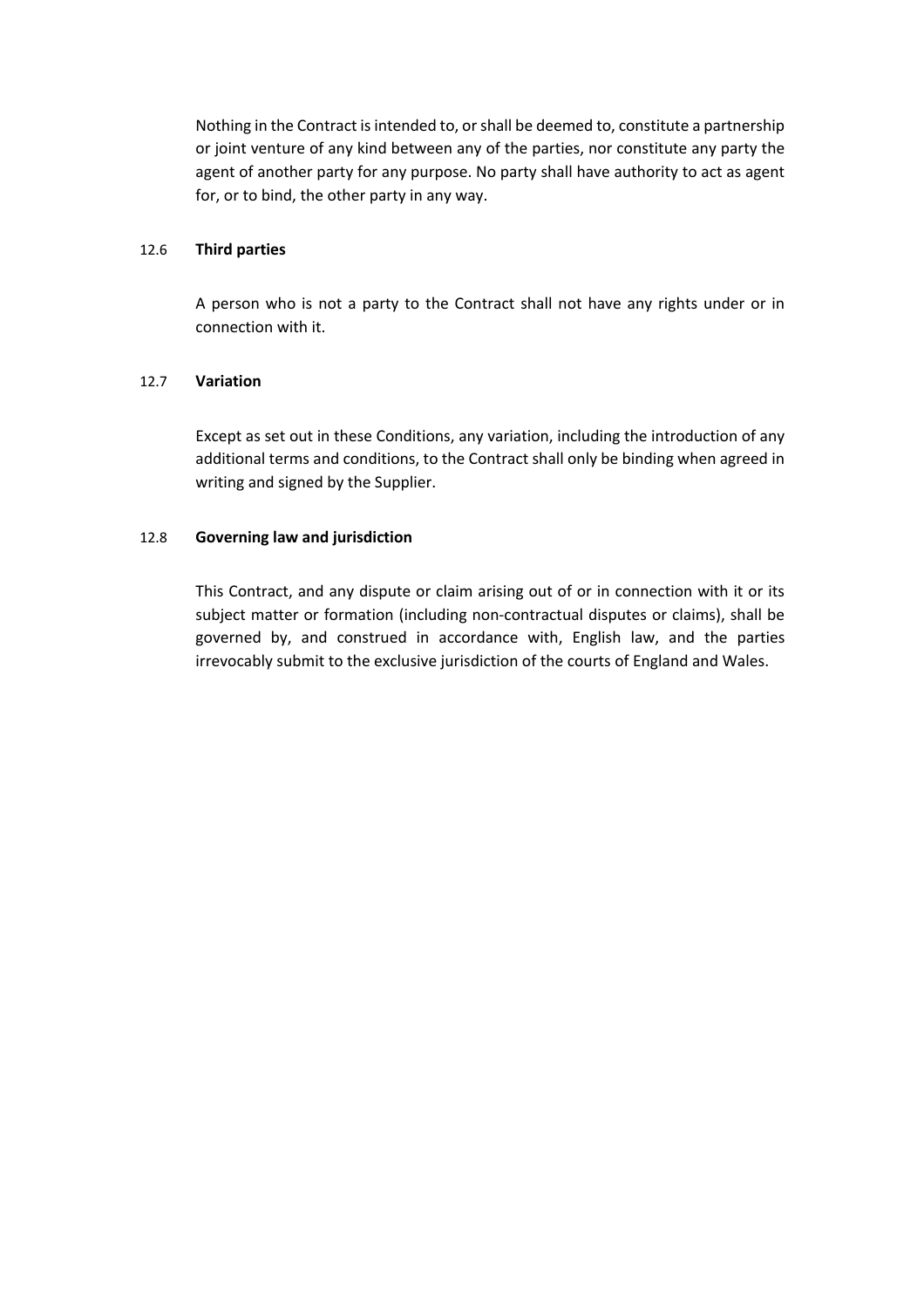Nothing in the Contract is intended to, or shall be deemed to, constitute a partnership or joint venture of any kind between any of the parties, nor constitute any party the agent of another party for any purpose. No party shall have authority to act as agent for, or to bind, the other party in any way.

12.6 **Third parties**

A person who is not a party to the Contract shall not have any rights under or in connection with it.

12.7 **Variation**

Except as set out in these Conditions, any variation, including the introduction of any additional terms and conditions, to the Contract shall only be binding when agreed in writing and signed by the Supplier.

12.8 **Governing law and jurisdiction**

This Contract, and any dispute or claim arising out of or in connection with it or its subject matter or formation (including non-contractual disputes or claims), shall be governed by, and construed in accordance with, English law, and the parties irrevocably submit to the exclusive jurisdiction of the courts of England and Wales.